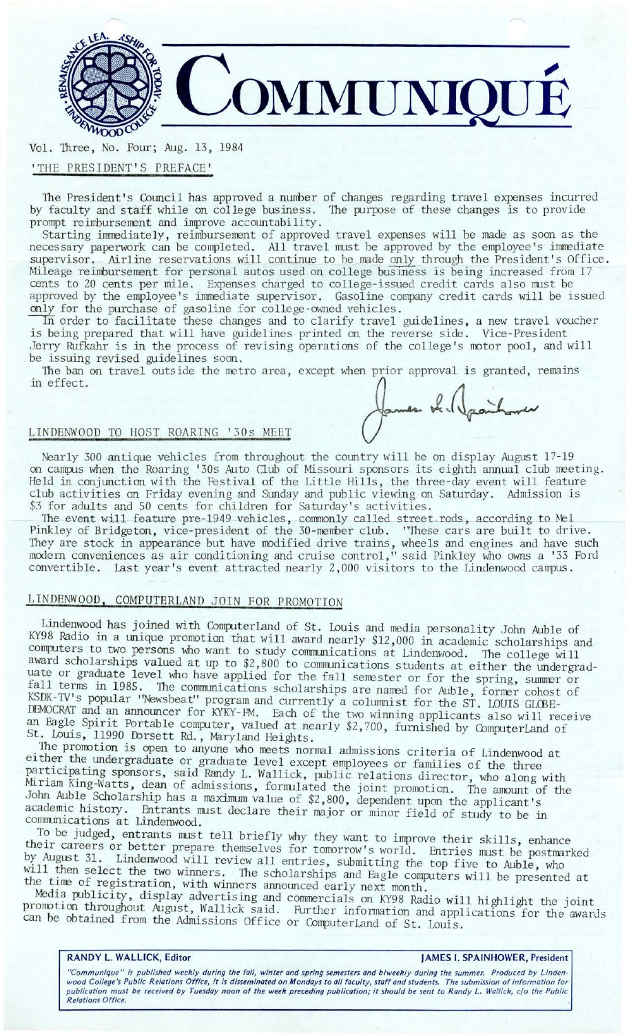# COMMUNIQUÉ

Vol. Three, No. Four; Aug. 13, 1984

## 'THE PRESIDENT'S PREFACE'

The President's Council has approved a number of changes regarding travel expenses incurred by faculty and staff while on college business. The purpose of these changes is to provide prompt reimbursement and improve accountability.

Starting immediately, reimbursement of approved travel expenses will be made as soon as the necessary paperwork can be completed. All travel must be approved by the employee's immediate supervisor. Airline reservations will continue to be made only through the President's Office. Mileage reimbursement for personal autos used on college business is being increased from 17 cents to 20 cents per mile. Expenses charged to college-issued credit cards also must be approved by the employee's immediate supervisor. Gasoline company credit cards will be issued only for the purchase of gasoline for college-owned vehicles.

In order to facilitate these changes and to clarify travel guidelines, a new travel voucher is being prepared that will have guidelines printed on the reverse side. Vice-President Jerry Rufkahr is in the process of revising operations of the college's motor pool, and will be issuing revised guidelines soon.

The ban on travel outside the metro area, except when prior approval is granted, remains in effect.

## LINDENWOOD TO HOST ROARING '30s MEET

Nearly 300 antique vehicles from throughout the country will be on display August 17-19 on campus when the Roaring '30s Auto Club of Missouri sponsors its eighth annual club meeting. Held in conjunction with the Festival of the Little Hills, the three-day event will feature club activities on Friday evening and Sunday and public viewing on Saturday. Admission is $3 for adults and 50 cents for children for Saturday's activities.

The event will feature pre-1949 vehicles, commonly called street rods, according to Mel Pinkley of Bridgeton, vice-president of the 30-member club. "These cars are built to drive. They are stock in appearance but have modified drive trains, wheels and engines and have such modern conveniences as air conditioning and cruise control," said Pinkley who owns a '33 Ford convertible. Last year's event attracted nearly 2,000 visitors to the Lindenwood campus.

## LINDENWOOD, COMPUTERLAND JOIN FOR PROMOTION

Lindenwood has joined with ComputerLand of St. Louis and media personality John Auble of KY98 Radio in a unique promotion that will award nearly $12,000 in academic scholarships and computers to two persons who want to study communications at Lindenwood. The college will award scholarships valued at up to $2,800 to communications students at either the undergraduate or graduate level who have applied for the fall semester or for the spring, summer or fall terms in 1985. The communications scholarships are named for Auble, former cohost of KSDK-TV's popular "Newsbeat" program and currently a columnist for the ST. LOUIS GLOBE-DEMOCRAT and an announcer for KYKY-FM. Each of the two winning applicants also will receive an Eagle Spirit Portable computer, valued at nearly $2,700, furnished by ComputerLand of St. Louis, 11990 Dorsett Rd., Maryland Heights.

The promotion is open to anyone who meets normal admissions criteria of Lindenwood at either the undergraduate or graduate level except employees or families of the three participating sponsors, said Randy L. Wallick, public relations director, who along with Miriam King-Watts, dean of admissions, formulated the joint promotion. The amount of the John Auble Scholarship has a maximum value of $2,800, dependent upon the applicant's academic history. Entrants must declare their major or minor field of study to be in communications at Lindenwood.

To be judged, entrants must tell briefly why they want to improve their skills, enhance their careers or better prepare themselves for tomorrow's world. Entries must be postmarked by August 31. Lindenwood will review all entries, submitting the top five to Auble, who will then select the two winners. The scholarships and Eagle computers will be presented at the time of registration, with winners announced early next month.

Media publicity, display advertising and commercials on KY98 Radio will highlight the joint promotion throughout August, Wallick said. Further information and applications for the awards can be obtained from the Admissions Office or ComputerLand of St. Louis.

---

**RANDY L. WALLICK, Editor** | **JAMES I. SPAINHOWER, President**

*"Communique" is published weekly during the fall, winter and spring semesters and biweekly during the summer. Produced by Lindenwood College's Public Relations Office, it is disseminated on Mondays to all faculty, staff and students. The submission of information for publication must be received by Tuesday noon of the week preceding publication; it should be sent to Randy L. Wallick, c/o the Public Relations Office.*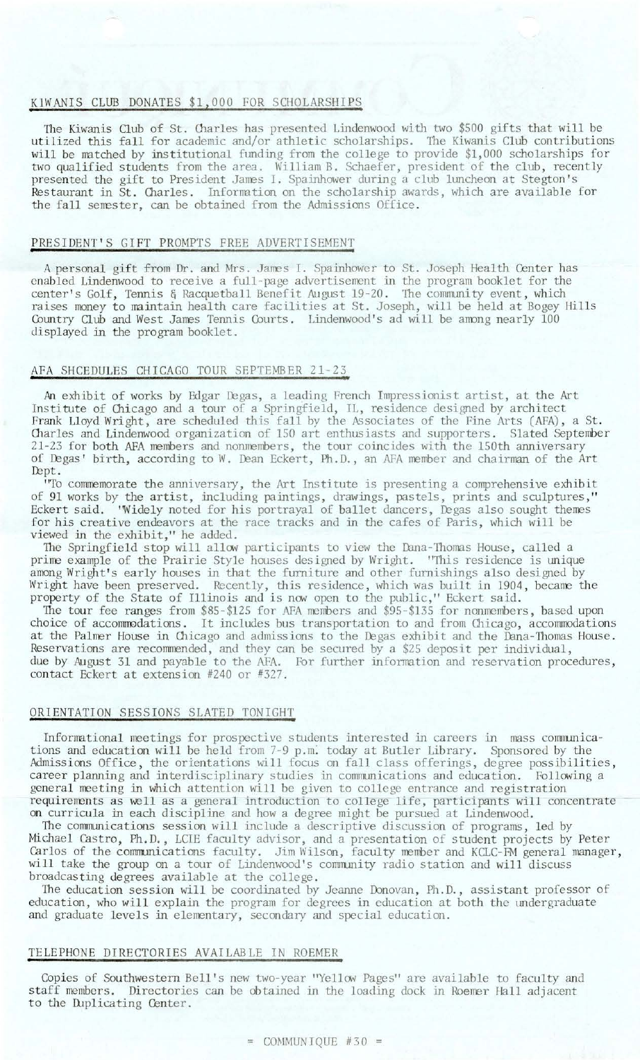## KIWANIS CLUB DONATES $1,000 FOR SCHOLARSHIPS

The Kiwanis Club of St. Charles has presented Lindenwood with two $500 gifts that will be utilized this fall for academic and/or athletic scholarships. The Kiwanis Club contributions will be matched by institutional funding from the college to provide $1,000 scholarships for two qualified students from the area. William B. Schaefer, president of the club, recently presented the gift to President James I. Spainhower during a club luncheon at Stegton's Restaurant in St. Charles. Information on the scholarship awards, which are available for the fall semester, can be obtained from the Admissions Office.

## PRESIDENT'S GIFT PROMPTS FREE ADVERTISEMENT

A personal gift from Dr. and Mrs. James I. Spainhower to St. Joseph Health Center has enabled Lindenwood to receive a full-page advertisement in the program booklet for the center's Golf, Tennis & Racquetball Benefit August 19-20. The community event, which raises money to maintain health care facilities at St. Joseph, will be held at Bogey Hills Country Club and West James Tennis Courts. Lindenwood's ad will be among nearly 100 displayed in the program booklet.

## AFA SHCEDULES CHICAGO TOUR SEPTEMBER 21-23

An exhibit of works by Edgar Degas, a leading French Impressionist artist, at the Art Institute of Chicago and a tour of a Springfield, IL, residence designed by architect Frank Lloyd Wright, are scheduled this fall by the Associates of the Fine Arts (AFA), a St. Charles and Lindenwood organization of 150 art enthusiasts and supporters. Slated September 21-23 for both AFA members and nonmembers, the tour coincides with the 150th anniversary of Degas' birth, according to W. Dean Eckert, Ph.D., an AFA member and chairman of the Art Dept.

"To commemorate the anniversary, the Art Institute is presenting a comprehensive exhibit of 91 works by the artist, including paintings, drawings, pastels, prints and sculptures," Eckert said. "Widely noted for his portrayal of ballet dancers, Degas also sought themes for his creative endeavors at the race tracks and in the cafes of Paris, which will be viewed in the exhibit," he added.

The Springfield stop will allow participants to view the Dana-Thomas House, called a prime example of the Prairie Style houses designed by Wright. "This residence is unique among Wright's early houses in that the furniture and other furnishings also designed by Wright have been preserved. Recently, this residence, which was built in 1904, became the property of the State of Illinois and is now open to the public," Eckert said.

The tour fee ranges from $85-$125 for AFA members and $95-$135 for nonmembers, based upon choice of accommodations. It includes bus transportation to and from Chicago, accommodations at the Palmer House in Chicago and admissions to the Degas exhibit and the Dana-Thomas House. Reservations are recommended, and they can be secured by a $25 deposit per individual, due by August 31 and payable to the AFA. For further information and reservation procedures, contact Eckert at extension #240 or #327.

## ORIENTATION SESSIONS SLATED TONIGHT

Informational meetings for prospective students interested in careers in mass communications and education will be held from 7-9 p.m. today at Butler Library. Sponsored by the Admissions Office, the orientations will focus on fall class offerings, degree possibilities, career planning and interdisciplinary studies in communications and education. Following a general meeting in which attention will be given to college entrance and registration requirements as well as a general introduction to college life, participants will concentrate on curricula in each discipline and how a degree might be pursued at Lindenwood.

The communications session will include a descriptive discussion of programs, led by Michael Castro, Ph.D., LCIE faculty advisor, and a presentation of student projects by Peter Carlos of the communications faculty. Jim Wilson, faculty member and KCLC-FM general manager, will take the group on a tour of Lindenwood's community radio station and will discuss broadcasting degrees available at the college.

The education session will be coordinated by Jeanne Donovan, Ph.D., assistant professor of education, who will explain the program for degrees in education at both the undergraduate and graduate levels in elementary, secondary and special education.

## TELEPHONE DIRECTORIES AVAILABLE IN ROEMER

Copies of Southwestern Bell's new two-year "Yellow Pages" are available to faculty and staff members. Directories can be obtained in the loading dock in Roemer Hall adjacent to the Duplicating Center.

= COMMUNIQUE #30 =